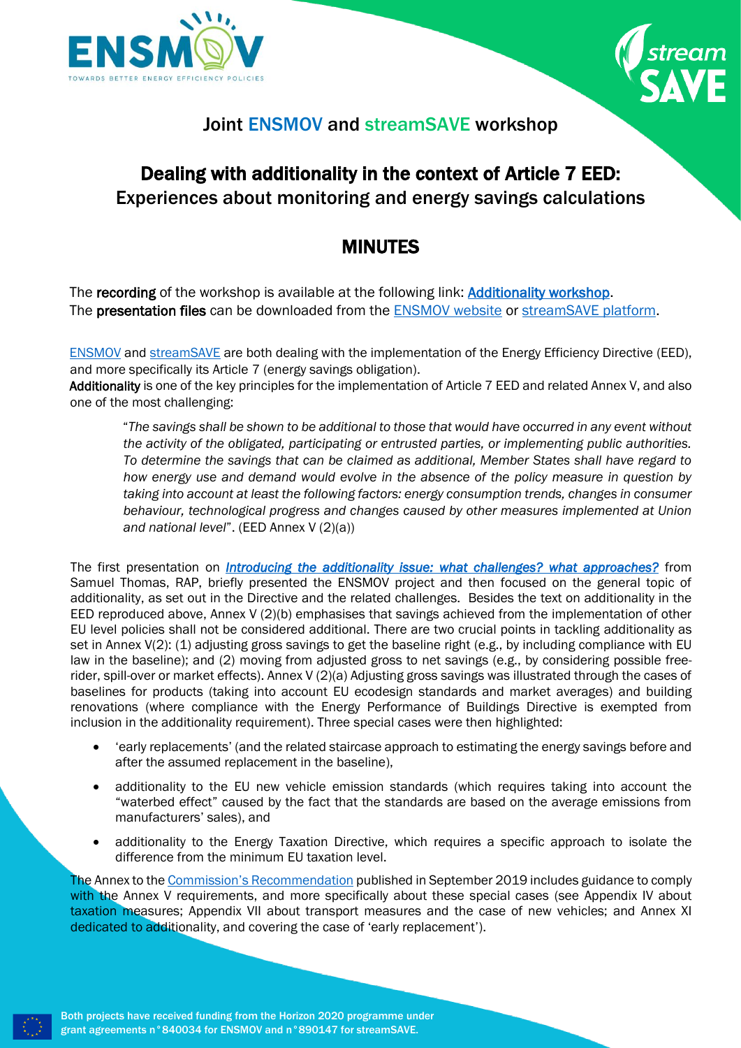## Joint ENSMOV and streamSAVE workshop

# Dealing with additionality in the context of Article 7 EED:

## Experiences about monitoring and energy savings calculations

# MINUTES

The **recording** of the workshop is available at the following link: **Additionality workshop**.
The **presentation files** can be downloaded from the ENSMOV website or streamSAVE platform.

ENSMOV and streamSAVE are both dealing with the implementation of the Energy Efficiency Directive (EED), and more specifically its Article 7 (energy savings obligation).
**Additionality** is one of the key principles for the implementation of Article 7 EED and related Annex V, and also one of the most challenging:

> "*The savings shall be shown to be additional to those that would have occurred in any event without the activity of the obligated, participating or entrusted parties, or implementing public authorities. To determine the savings that can be claimed as additional, Member States shall have regard to how energy use and demand would evolve in the absence of the policy measure in question by taking into account at least the following factors: energy consumption trends, changes in consumer behaviour, technological progress and changes caused by other measures implemented at Union and national level*". (EED Annex V (2)(a))

The first presentation on ***Introducing the additionality issue: what challenges? what approaches?*** from Samuel Thomas, RAP, briefly presented the ENSMOV project and then focused on the general topic of additionality, as set out in the Directive and the related challenges. Besides the text on additionality in the EED reproduced above, Annex V (2)(b) emphasises that savings achieved from the implementation of other EU level policies shall not be considered additional. There are two crucial points in tackling additionality as set in Annex V(2): (1) adjusting gross savings to get the baseline right (e.g., by including compliance with EU law in the baseline); and (2) moving from adjusted gross to net savings (e.g., by considering possible free-rider, spill-over or market effects). Annex V (2)(a) Adjusting gross savings was illustrated through the cases of baselines for products (taking into account EU ecodesign standards and market averages) and building renovations (where compliance with the Energy Performance of Buildings Directive is exempted from inclusion in the additionality requirement). Three special cases were then highlighted:

- 'early replacements' (and the related staircase approach to estimating the energy savings before and after the assumed replacement in the baseline),
- additionality to the EU new vehicle emission standards (which requires taking into account the "waterbed effect" caused by the fact that the standards are based on the average emissions from manufacturers' sales), and
- additionality to the Energy Taxation Directive, which requires a specific approach to isolate the difference from the minimum EU taxation level.

The Annex to the Commission's Recommendation published in September 2019 includes guidance to comply with the Annex V requirements, and more specifically about these special cases (see Appendix IV about taxation measures; Appendix VII about transport measures and the case of new vehicles; and Annex XI dedicated to additionality, and covering the case of 'early replacement').

Both projects have received funding from the Horizon 2020 programme under grant agreements n°840034 for ENSMOV and n°890147 for streamSAVE.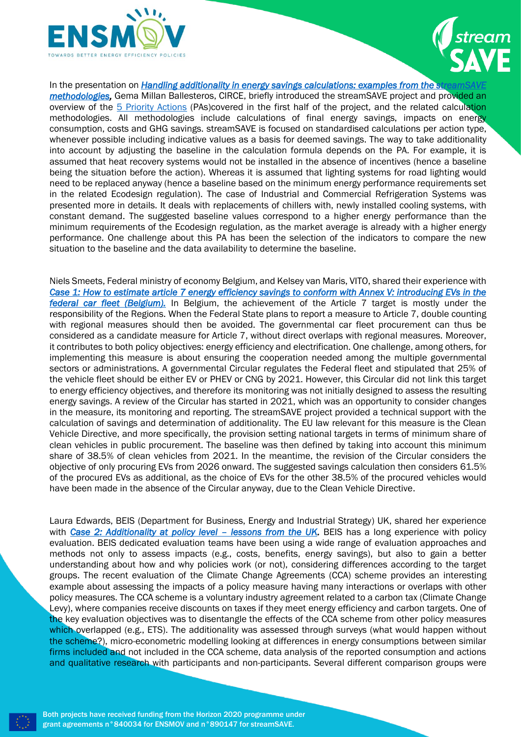In the presentation on ***Handling additionality in energy savings calculations: examples from the streamSAVE methodologies***, Gema Millan Ballesteros, CIRCE, briefly introduced the streamSAVE project and provided an overview of the 5 Priority Actions (PAs)covered in the first half of the project, and the related calculation methodologies. All methodologies include calculations of final energy savings, impacts on energy consumption, costs and GHG savings. streamSAVE is focused on standardised calculations per action type, whenever possible including indicative values as a basis for deemed savings. The way to take additionality into account by adjusting the baseline in the calculation formula depends on the PA. For example, it is assumed that heat recovery systems would not be installed in the absence of incentives (hence a baseline being the situation before the action). Whereas it is assumed that lighting systems for road lighting would need to be replaced anyway (hence a baseline based on the minimum energy performance requirements set in the related Ecodesign regulation). The case of Industrial and Commercial Refrigeration Systems was presented more in details. It deals with replacements of chillers with, newly installed cooling systems, with constant demand. The suggested baseline values correspond to a higher energy performance than the minimum requirements of the Ecodesign regulation, as the market average is already with a higher energy performance. One challenge about this PA has been the selection of the indicators to compare the new situation to the baseline and the data availability to determine the baseline.

Niels Smeets, Federal ministry of economy Belgium, and Kelsey van Maris, VITO, shared their experience with *Case 1: How to estimate article 7 energy efficiency savings to conform with Annex V: introducing EVs in the federal car fleet (Belgium).* In Belgium, the achievement of the Article 7 target is mostly under the responsibility of the Regions. When the Federal State plans to report a measure to Article 7, double counting with regional measures should then be avoided. The governmental car fleet procurement can thus be considered as a candidate measure for Article 7, without direct overlaps with regional measures. Moreover, it contributes to both policy objectives: energy efficiency and electrification. One challenge, among others, for implementing this measure is about ensuring the cooperation needed among the multiple governmental sectors or administrations. A governmental Circular regulates the Federal fleet and stipulated that 25% of the vehicle fleet should be either EV or PHEV or CNG by 2021. However, this Circular did not link this target to energy efficiency objectives, and therefore its monitoring was not initially designed to assess the resulting energy savings. A review of the Circular has started in 2021, which was an opportunity to consider changes in the measure, its monitoring and reporting. The streamSAVE project provided a technical support with the calculation of savings and determination of additionality. The EU law relevant for this measure is the Clean Vehicle Directive, and more specifically, the provision setting national targets in terms of minimum share of clean vehicles in public procurement. The baseline was then defined by taking into account this minimum share of 38.5% of clean vehicles from 2021. In the meantime, the revision of the Circular considers the objective of only procuring EVs from 2026 onward. The suggested savings calculation then considers 61.5% of the procured EVs as additional, as the choice of EVs for the other 38.5% of the procured vehicles would have been made in the absence of the Circular anyway, due to the Clean Vehicle Directive.

Laura Edwards, BEIS (Department for Business, Energy and Industrial Strategy) UK, shared her experience with ***Case 2: Additionality at policy level – lessons from the UK.*** BEIS has a long experience with policy evaluation. BEIS dedicated evaluation teams have been using a wide range of evaluation approaches and methods not only to assess impacts (e.g., costs, benefits, energy savings), but also to gain a better understanding about how and why policies work (or not), considering differences according to the target groups. The recent evaluation of the Climate Change Agreements (CCA) scheme provides an interesting example about assessing the impacts of a policy measure having many interactions or overlaps with other policy measures. The CCA scheme is a voluntary industry agreement related to a carbon tax (Climate Change Levy), where companies receive discounts on taxes if they meet energy efficiency and carbon targets. One of the key evaluation objectives was to disentangle the effects of the CCA scheme from other policy measures which overlapped (e.g., ETS). The additionality was assessed through surveys (what would happen without the scheme?), micro-econometric modelling looking at differences in energy consumptions between similar firms included and not included in the CCA scheme, data analysis of the reported consumption and actions and qualitative research with participants and non-participants. Several different comparison groups were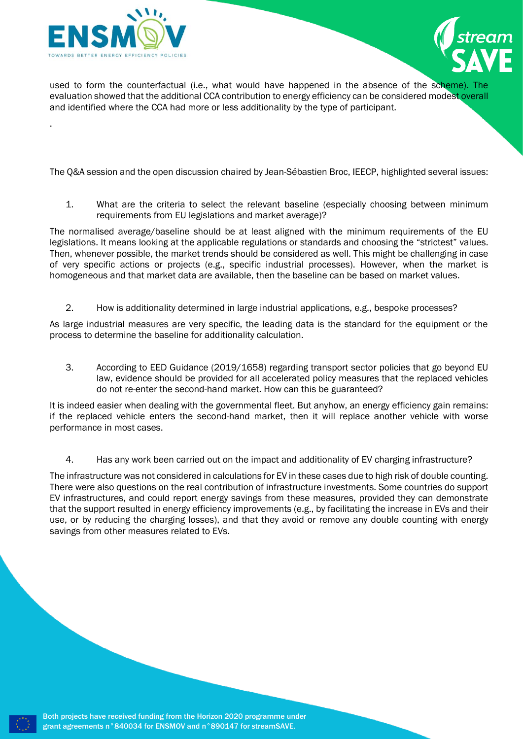used to form the counterfactual (i.e., what would have happened in the absence of the scheme). The evaluation showed that the additional CCA contribution to energy efficiency can be considered modest overall and identified where the CCA had more or less additionality by the type of participant.

.

The Q&A session and the open discussion chaired by Jean-Sébastien Broc, IEECP, highlighted several issues:

1. What are the criteria to select the relevant baseline (especially choosing between minimum requirements from EU legislations and market average)?

The normalised average/baseline should be at least aligned with the minimum requirements of the EU legislations. It means looking at the applicable regulations or standards and choosing the "strictest" values. Then, whenever possible, the market trends should be considered as well. This might be challenging in case of very specific actions or projects (e.g., specific industrial processes). However, when the market is homogeneous and that market data are available, then the baseline can be based on market values.

2. How is additionality determined in large industrial applications, e.g., bespoke processes?

As large industrial measures are very specific, the leading data is the standard for the equipment or the process to determine the baseline for additionality calculation.

3. According to EED Guidance (2019/1658) regarding transport sector policies that go beyond EU law, evidence should be provided for all accelerated policy measures that the replaced vehicles do not re-enter the second-hand market. How can this be guaranteed?

It is indeed easier when dealing with the governmental fleet. But anyhow, an energy efficiency gain remains: if the replaced vehicle enters the second-hand market, then it will replace another vehicle with worse performance in most cases.

4. Has any work been carried out on the impact and additionality of EV charging infrastructure?

The infrastructure was not considered in calculations for EV in these cases due to high risk of double counting. There were also questions on the real contribution of infrastructure investments. Some countries do support EV infrastructures, and could report energy savings from these measures, provided they can demonstrate that the support resulted in energy efficiency improvements (e.g., by facilitating the increase in EVs and their use, or by reducing the charging losses), and that they avoid or remove any double counting with energy savings from other measures related to EVs.